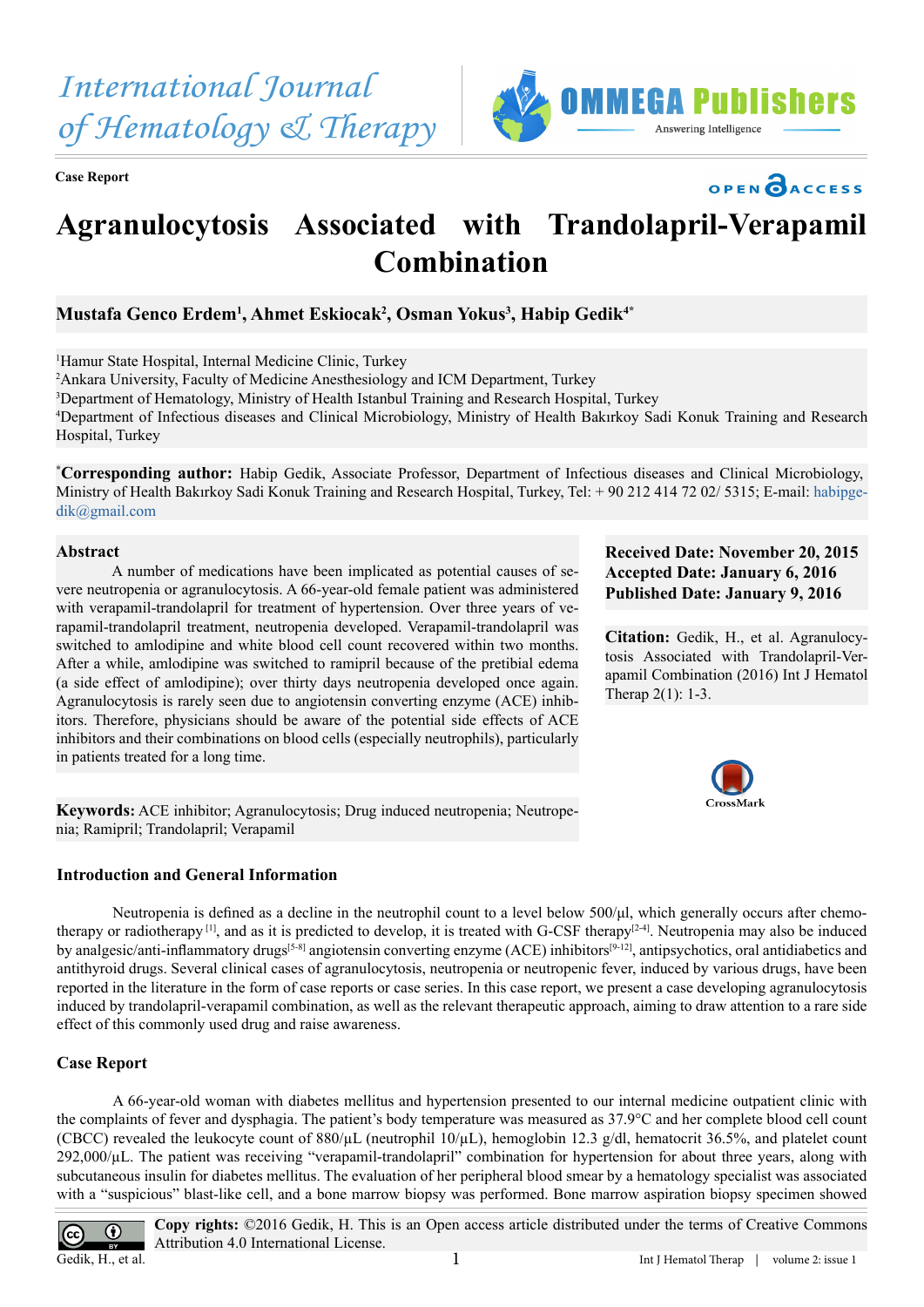International Journal of Hematology & Therapy

Case Report

# Agranulocytosis Associated with Trandolapril-Verapamil Combination

**Mustafa Genco Erdem[1], Ahmet Eskiocak[2], Osman Yokus[3], Habip Gedik[4*]**

[1]Hamur State Hospital, Internal Medicine Clinic, Turkey
[2]Ankara University, Faculty of Medicine Anesthesiology and ICM Department, Turkey
[3]Department of Hematology, Ministry of Health Istanbul Training and Research Hospital, Turkey
[4]Department of Infectious diseases and Clinical Microbiology, Ministry of Health Bakırkoy Sadi Konuk Training and Research Hospital, Turkey

[*]**Corresponding author:** Habip Gedik, Associate Professor, Department of Infectious diseases and Clinical Microbiology, Ministry of Health Bakırkoy Sadi Konuk Training and Research Hospital, Turkey, Tel: + 90 212 414 72 02/ 5315; E-mail: habipgedik@gmail.com

**Received Date: November 20, 2015**
**Accepted Date: January 6, 2016**
**Published Date: January 9, 2016**

**Citation:** Gedik, H., et al. Agranulocytosis Associated with Trandolapril-Verapamil Combination (2016) Int J Hematol Therap 2(1): 1-3.

## Abstract

A number of medications have been implicated as potential causes of severe neutropenia or agranulocytosis. A 66-year-old female patient was administered with verapamil-trandolapril for treatment of hypertension. Over three years of verapamil-trandolapril treatment, neutropenia developed. Verapamil-trandolapril was switched to amlodipine and white blood cell count recovered within two months. After a while, amlodipine was switched to ramipril because of the pretibial edema (a side effect of amlodipine); over thirty days neutropenia developed once again. Agranulocytosis is rarely seen due to angiotensin converting enzyme (ACE) inhibitors. Therefore, physicians should be aware of the potential side effects of ACE inhibitors and their combinations on blood cells (especially neutrophils), particularly in patients treated for a long time.

**Keywords:** ACE inhibitor; Agranulocytosis; Drug induced neutropenia; Neutropenia; Ramipril; Trandolapril; Verapamil

## Introduction and General Information

Neutropenia is defined as a decline in the neutrophil count to a level below 500/μl, which generally occurs after chemotherapy or radiotherapy [1], and as it is predicted to develop, it is treated with G-CSF therapy[2-4]. Neutropenia may also be induced by analgesic/anti-inflammatory drugs[5-8] angiotensin converting enzyme (ACE) inhibitors[9-12], antipsychotics, oral antidiabetics and antithyroid drugs. Several clinical cases of agranulocytosis, neutropenia or neutropenic fever, induced by various drugs, have been reported in the literature in the form of case reports or case series. In this case report, we present a case developing agranulocytosis induced by trandolapril-verapamil combination, as well as the relevant therapeutic approach, aiming to draw attention to a rare side effect of this commonly used drug and raise awareness.

## Case Report

A 66-year-old woman with diabetes mellitus and hypertension presented to our internal medicine outpatient clinic with the complaints of fever and dysphagia. The patient's body temperature was measured as 37.9°C and her complete blood cell count (CBCC) revealed the leukocyte count of 880/μL (neutrophil 10/μL), hemoglobin 12.3 g/dl, hematocrit 36.5%, and platelet count 292,000/μL. The patient was receiving "verapamil-trandolapril" combination for hypertension for about three years, along with subcutaneous insulin for diabetes mellitus. The evaluation of her peripheral blood smear by a hematology specialist was associated with a "suspicious" blast-like cell, and a bone marrow biopsy was performed. Bone marrow aspiration biopsy specimen showed

**Copy rights:** ©2016 Gedik, H. This is an Open access article distributed under the terms of Creative Commons Attribution 4.0 International License.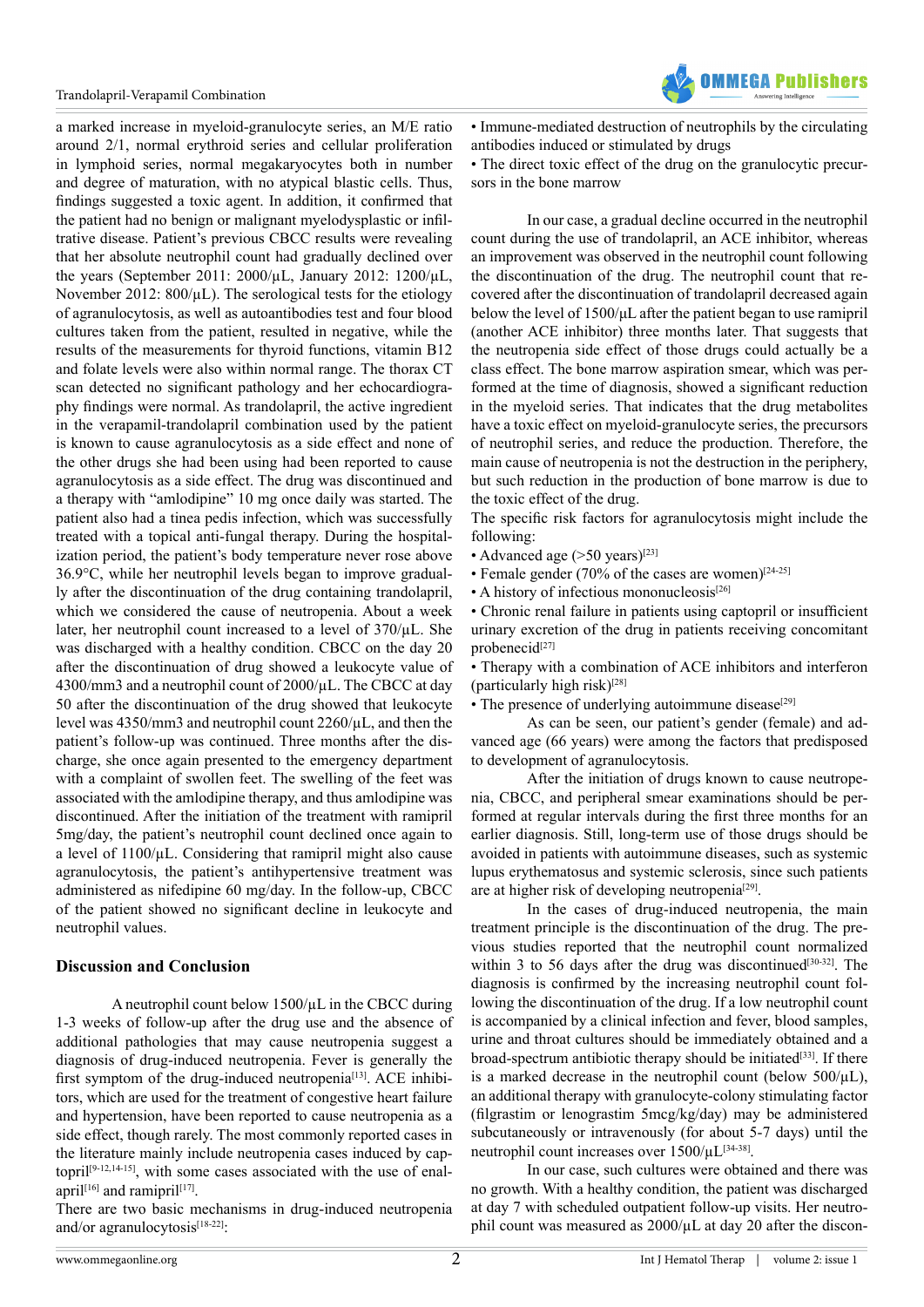a marked increase in myeloid-granulocyte series, an M/E ratio around 2/1, normal erythroid series and cellular proliferation in lymphoid series, normal megakaryocytes both in number and degree of maturation, with no atypical blastic cells. Thus, findings suggested a toxic agent. In addition, it confirmed that the patient had no benign or malignant myelodysplastic or infiltrative disease. Patient's previous CBCC results were revealing that her absolute neutrophil count had gradually declined over the years (September 2011: 2000/µL, January 2012: 1200/µL, November 2012: 800/µL). The serological tests for the etiology of agranulocytosis, as well as autoantibodies test and four blood cultures taken from the patient, resulted in negative, while the results of the measurements for thyroid functions, vitamin B12 and folate levels were also within normal range. The thorax CT scan detected no significant pathology and her echocardiography findings were normal. As trandolapril, the active ingredient in the verapamil-trandolapril combination used by the patient is known to cause agranulocytosis as a side effect and none of the other drugs she had been using had been reported to cause agranulocytosis as a side effect. The drug was discontinued and a therapy with "amlodipine" 10 mg once daily was started. The patient also had a tinea pedis infection, which was successfully treated with a topical anti-fungal therapy. During the hospitalization period, the patient's body temperature never rose above 36.9°C, while her neutrophil levels began to improve gradually after the discontinuation of the drug containing trandolapril, which we considered the cause of neutropenia. About a week later, her neutrophil count increased to a level of 370/µL. She was discharged with a healthy condition. CBCC on the day 20 after the discontinuation of drug showed a leukocyte value of 4300/mm3 and a neutrophil count of 2000/µL. The CBCC at day 50 after the discontinuation of the drug showed that leukocyte level was 4350/mm3 and neutrophil count 2260/µL, and then the patient's follow-up was continued. Three months after the discharge, she once again presented to the emergency department with a complaint of swollen feet. The swelling of the feet was associated with the amlodipine therapy, and thus amlodipine was discontinued. After the initiation of the treatment with ramipril 5mg/day, the patient's neutrophil count declined once again to a level of 1100/µL. Considering that ramipril might also cause agranulocytosis, the patient's antihypertensive treatment was administered as nifedipine 60 mg/day. In the follow-up, CBCC of the patient showed no significant decline in leukocyte and neutrophil values.

## Discussion and Conclusion

A neutrophil count below 1500/µL in the CBCC during 1-3 weeks of follow-up after the drug use and the absence of additional pathologies that may cause neutropenia suggest a diagnosis of drug-induced neutropenia. Fever is generally the first symptom of the drug-induced neutropenia[13]. ACE inhibitors, which are used for the treatment of congestive heart failure and hypertension, have been reported to cause neutropenia as a side effect, though rarely. The most commonly reported cases in the literature mainly include neutropenia cases induced by captopril[9-12,14-15], with some cases associated with the use of enalapril[16] and ramipril[17].

There are two basic mechanisms in drug-induced neutropenia and/or agranulocytosis[18-22]:

- Immune-mediated destruction of neutrophils by the circulating antibodies induced or stimulated by drugs
- The direct toxic effect of the drug on the granulocytic precursors in the bone marrow

In our case, a gradual decline occurred in the neutrophil count during the use of trandolapril, an ACE inhibitor, whereas an improvement was observed in the neutrophil count following the discontinuation of the drug. The neutrophil count that recovered after the discontinuation of trandolapril decreased again below the level of 1500/µL after the patient began to use ramipril (another ACE inhibitor) three months later. That suggests that the neutropenia side effect of those drugs could actually be a class effect. The bone marrow aspiration smear, which was performed at the time of diagnosis, showed a significant reduction in the myeloid series. That indicates that the drug metabolites have a toxic effect on myeloid-granulocyte series, the precursors of neutrophil series, and reduce the production. Therefore, the main cause of neutropenia is not the destruction in the periphery, but such reduction in the production of bone marrow is due to the toxic effect of the drug.

The specific risk factors for agranulocytosis might include the following:

- Advanced age (>50 years)[23]
- Female gender (70% of the cases are women)[24-25]
- A history of infectious mononucleosis[26]
- Chronic renal failure in patients using captopril or insufficient urinary excretion of the drug in patients receiving concomitant probenecid[27]
- Therapy with a combination of ACE inhibitors and interferon (particularly high risk)[28]
- The presence of underlying autoimmune disease[29]

As can be seen, our patient's gender (female) and advanced age (66 years) were among the factors that predisposed to development of agranulocytosis.

After the initiation of drugs known to cause neutropenia, CBCC, and peripheral smear examinations should be performed at regular intervals during the first three months for an earlier diagnosis. Still, long-term use of those drugs should be avoided in patients with autoimmune diseases, such as systemic lupus erythematosus and systemic sclerosis, since such patients are at higher risk of developing neutropenia[29].

In the cases of drug-induced neutropenia, the main treatment principle is the discontinuation of the drug. The previous studies reported that the neutrophil count normalized within 3 to 56 days after the drug was discontinued[30-32]. The diagnosis is confirmed by the increasing neutrophil count following the discontinuation of the drug. If a low neutrophil count is accompanied by a clinical infection and fever, blood samples, urine and throat cultures should be immediately obtained and a broad-spectrum antibiotic therapy should be initiated[33]. If there is a marked decrease in the neutrophil count (below 500/µL), an additional therapy with granulocyte-colony stimulating factor (filgrastim or lenograstim 5mcg/kg/day) may be administered subcutaneously or intravenously (for about 5-7 days) until the neutrophil count increases over 1500/µL[34-38].

In our case, such cultures were obtained and there was no growth. With a healthy condition, the patient was discharged at day 7 with scheduled outpatient follow-up visits. Her neutrophil count was measured as 2000/µL at day 20 after the discon-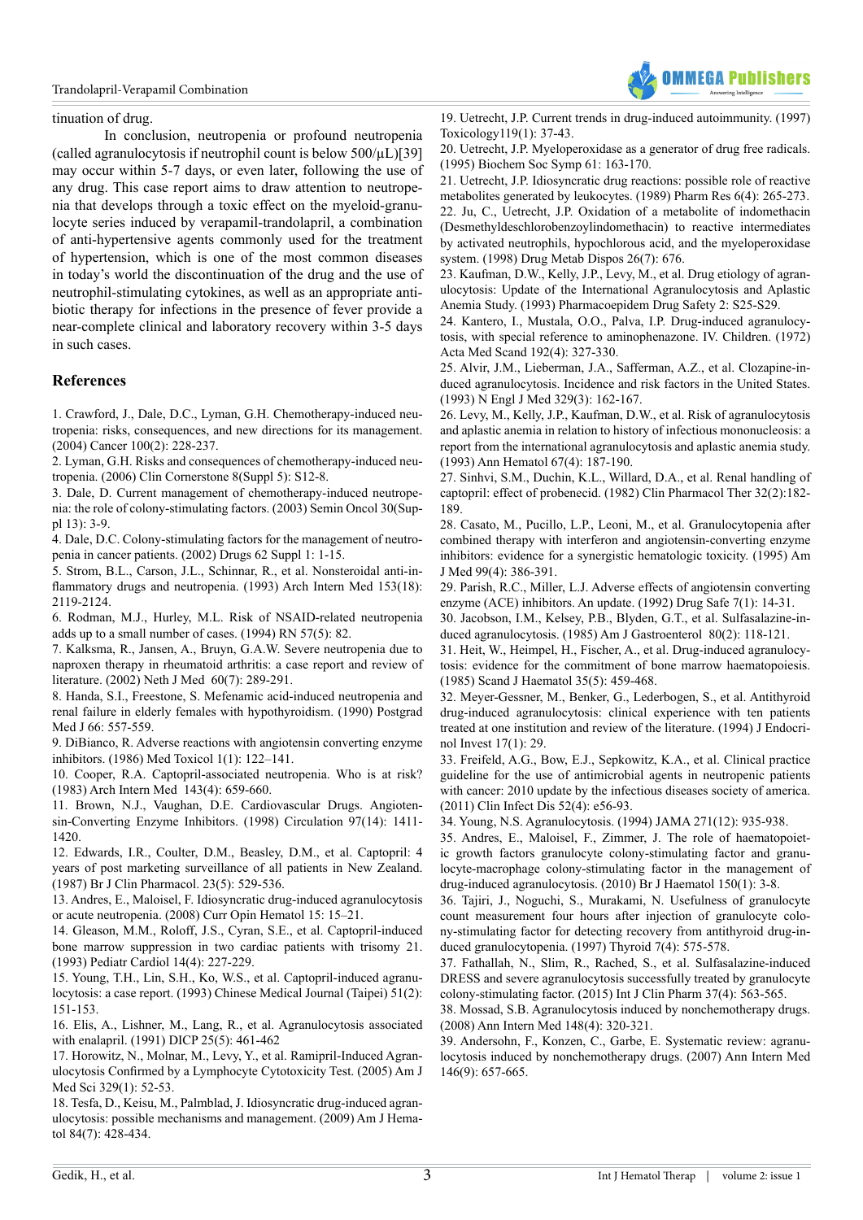tinuation of drug.

In conclusion, neutropenia or profound neutropenia (called agranulocytosis if neutrophil count is below 500/μL)[39] may occur within 5-7 days, or even later, following the use of any drug. This case report aims to draw attention to neutropenia that develops through a toxic effect on the myeloid-granulocyte series induced by verapamil-trandolapril, a combination of anti-hypertensive agents commonly used for the treatment of hypertension, which is one of the most common diseases in today's world the discontinuation of the drug and the use of neutrophil-stimulating cytokines, as well as an appropriate antibiotic therapy for infections in the presence of fever provide a near-complete clinical and laboratory recovery within 3-5 days in such cases.

## References

1. Crawford, J., Dale, D.C., Lyman, G.H. Chemotherapy-induced neutropenia: risks, consequences, and new directions for its management. (2004) Cancer 100(2): 228-237.
2. Lyman, G.H. Risks and consequences of chemotherapy-induced neutropenia. (2006) Clin Cornerstone 8(Suppl 5): S12-8.
3. Dale, D. Current management of chemotherapy-induced neutropenia: the role of colony-stimulating factors. (2003) Semin Oncol 30(Suppl 13): 3-9.
4. Dale, D.C. Colony-stimulating factors for the management of neutropenia in cancer patients. (2002) Drugs 62 Suppl 1: 1-15.
5. Strom, B.L., Carson, J.L., Schinnar, R., et al. Nonsteroidal anti-inflammatory drugs and neutropenia. (1993) Arch Intern Med 153(18): 2119-2124.
6. Rodman, M.J., Hurley, M.L. Risk of NSAID-related neutropenia adds up to a small number of cases. (1994) RN 57(5): 82.
7. Kalksma, R., Jansen, A., Bruyn, G.A.W. Severe neutropenia due to naproxen therapy in rheumatoid arthritis: a case report and review of literature. (2002) Neth J Med 60(7): 289-291.
8. Handa, S.I., Freestone, S. Mefenamic acid-induced neutropenia and renal failure in elderly females with hypothyroidism. (1990) Postgrad Med J 66: 557-559.
9. DiBianco, R. Adverse reactions with angiotensin converting enzyme inhibitors. (1986) Med Toxicol 1(1): 122–141.
10. Cooper, R.A. Captopril-associated neutropenia. Who is at risk? (1983) Arch Intern Med 143(4): 659-660.
11. Brown, N.J., Vaughan, D.E. Cardiovascular Drugs. Angiotensin-Converting Enzyme Inhibitors. (1998) Circulation 97(14): 1411-1420.
12. Edwards, I.R., Coulter, D.M., Beasley, D.M., et al. Captopril: 4 years of post marketing surveillance of all patients in New Zealand. (1987) Br J Clin Pharmacol. 23(5): 529-536.
13. Andres, E., Maloisel, F. Idiosyncratic drug-induced agranulocytosis or acute neutropenia. (2008) Curr Opin Hematol 15: 15–21.
14. Gleason, M.M., Roloff, J.S., Cyran, S.E., et al. Captopril-induced bone marrow suppression in two cardiac patients with trisomy 21. (1993) Pediatr Cardiol 14(4): 227-229.
15. Young, T.H., Lin, S.H., Ko, W.S., et al. Captopril-induced agranulocytosis: a case report. (1993) Chinese Medical Journal (Taipei) 51(2): 151-153.
16. Elis, A., Lishner, M., Lang, R., et al. Agranulocytosis associated with enalapril. (1991) DICP 25(5): 461-462
17. Horowitz, N., Molnar, M., Levy, Y., et al. Ramipril-Induced Agranulocytosis Confirmed by a Lymphocyte Cytotoxicity Test. (2005) Am J Med Sci 329(1): 52-53.
18. Tesfa, D., Keisu, M., Palmblad, J. Idiosyncratic drug-induced agranulocytosis: possible mechanisms and management. (2009) Am J Hematol 84(7): 428-434.
19. Uetrecht, J.P. Current trends in drug-induced autoimmunity. (1997) Toxicology119(1): 37-43.
20. Uetrecht, J.P. Myeloperoxidase as a generator of drug free radicals. (1995) Biochem Soc Symp 61: 163-170.
21. Uetrecht, J.P. Idiosyncratic drug reactions: possible role of reactive metabolites generated by leukocytes. (1989) Pharm Res 6(4): 265-273.
22. Ju, C., Uetrecht, J.P. Oxidation of a metabolite of indomethacin (Desmethyldeschlorobenzoylindomethacin) to reactive intermediates by activated neutrophils, hypochlorous acid, and the myeloperoxidase system. (1998) Drug Metab Dispos 26(7): 676.
23. Kaufman, D.W., Kelly, J.P., Levy, M., et al. Drug etiology of agranulocytosis: Update of the International Agranulocytosis and Aplastic Anemia Study. (1993) Pharmacoepidem Drug Safety 2: S25-S29.
24. Kantero, I., Mustala, O.O., Palva, I.P. Drug-induced agranulocytosis, with special reference to aminophenazone. IV. Children. (1972) Acta Med Scand 192(4): 327-330.
25. Alvir, J.M., Lieberman, J.A., Safferman, A.Z., et al. Clozapine-induced agranulocytosis. Incidence and risk factors in the United States. (1993) N Engl J Med 329(3): 162-167.
26. Levy, M., Kelly, J.P., Kaufman, D.W., et al. Risk of agranulocytosis and aplastic anemia in relation to history of infectious mononucleosis: a report from the international agranulocytosis and aplastic anemia study. (1993) Ann Hematol 67(4): 187-190.
27. Sinhvi, S.M., Duchin, K.L., Willard, D.A., et al. Renal handling of captopril: effect of probenecid. (1982) Clin Pharmacol Ther 32(2):182-189.
28. Casato, M., Pucillo, L.P., Leoni, M., et al. Granulocytopenia after combined therapy with interferon and angiotensin-converting enzyme inhibitors: evidence for a synergistic hematologic toxicity. (1995) Am J Med 99(4): 386-391.
29. Parish, R.C., Miller, L.J. Adverse effects of angiotensin converting enzyme (ACE) inhibitors. An update. (1992) Drug Safe 7(1): 14-31.
30. Jacobson, I.M., Kelsey, P.B., Blyden, G.T., et al. Sulfasalazine-induced agranulocytosis. (1985) Am J Gastroenterol 80(2): 118-121.
31. Heit, W., Heimpel, H., Fischer, A., et al. Drug-induced agranulocytosis: evidence for the commitment of bone marrow haematopoiesis. (1985) Scand J Haematol 35(5): 459-468.
32. Meyer-Gessner, M., Benker, G., Lederbogen, S., et al. Antithyroid drug-induced agranulocytosis: clinical experience with ten patients treated at one institution and review of the literature. (1994) J Endocrinol Invest 17(1): 29.
33. Freifeld, A.G., Bow, E.J., Sepkowitz, K.A., et al. Clinical practice guideline for the use of antimicrobial agents in neutropenic patients with cancer: 2010 update by the infectious diseases society of america. (2011) Clin Infect Dis 52(4): e56-93.
34. Young, N.S. Agranulocytosis. (1994) JAMA 271(12): 935-938.
35. Andres, E., Maloisel, F., Zimmer, J. The role of haematopoietic growth factors granulocyte colony-stimulating factor and granulocyte-macrophage colony-stimulating factor in the management of drug-induced agranulocytosis. (2010) Br J Haematol 150(1): 3-8.
36. Tajiri, J., Noguchi, S., Murakami, N. Usefulness of granulocyte count measurement four hours after injection of granulocyte colony-stimulating factor for detecting recovery from antithyroid drug-induced granulocytopenia. (1997) Thyroid 7(4): 575-578.
37. Fathallah, N., Slim, R., Rached, S., et al. Sulfasalazine-induced DRESS and severe agranulocytosis successfully treated by granulocyte colony-stimulating factor. (2015) Int J Clin Pharm 37(4): 563-565.
38. Mossad, S.B. Agranulocytosis induced by nonchemotherapy drugs. (2008) Ann Intern Med 148(4): 320-321.
39. Andersohn, F., Konzen, C., Garbe, E. Systematic review: agranulocytosis induced by nonchemotherapy drugs. (2007) Ann Intern Med 146(9): 657-665.